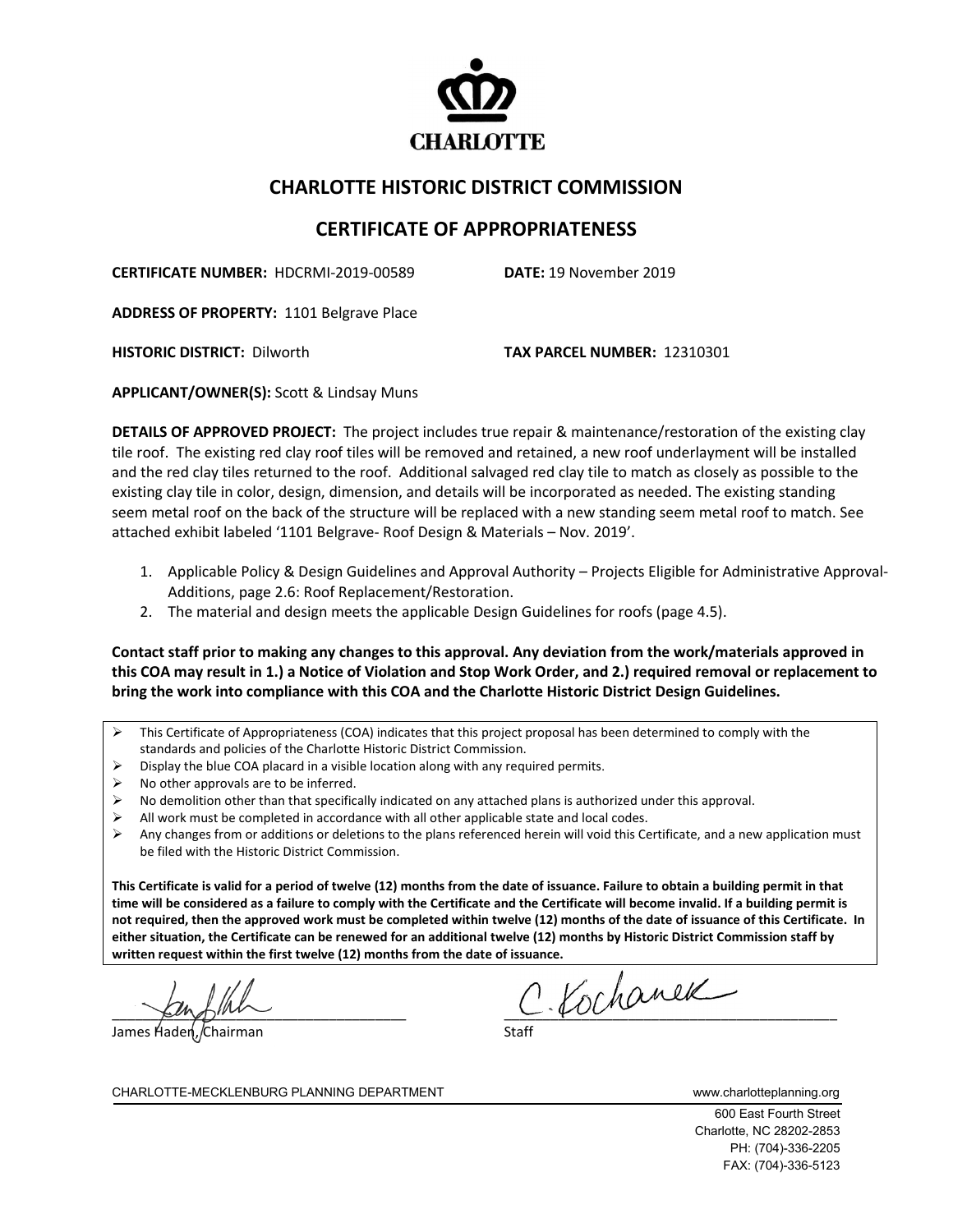CHARLOTTE

# CHARLOTTE HISTORIC DISTRICT COMMISSION

## CERTIFICATE OF APPROPRIATENESS

**CERTIFICATE NUMBER:** HDCRMI-2019-00589 **DATE:** 19 November 2019

**ADDRESS OF PROPERTY:** 1101 Belgrave Place

**HISTORIC DISTRICT:** Dilworth **TAX PARCEL NUMBER:** 12310301

**APPLICANT/OWNER(S):** Scott & Lindsay Muns

**DETAILS OF APPROVED PROJECT:** The project includes true repair & maintenance/restoration of the existing clay tile roof. The existing red clay roof tiles will be removed and retained, a new roof underlayment will be installed and the red clay tiles returned to the roof. Additional salvaged red clay tile to match as closely as possible to the existing clay tile in color, design, dimension, and details will be incorporated as needed. The existing standing seem metal roof on the back of the structure will be replaced with a new standing seem metal roof to match. See attached exhibit labeled '1101 Belgrave- Roof Design & Materials – Nov. 2019'.

1. Applicable Policy & Design Guidelines and Approval Authority – Projects Eligible for Administrative Approval-Additions, page 2.6: Roof Replacement/Restoration.
2. The material and design meets the applicable Design Guidelines for roofs (page 4.5).

**Contact staff prior to making any changes to this approval. Any deviation from the work/materials approved in this COA may result in 1.) a Notice of Violation and Stop Work Order, and 2.) required removal or replacement to bring the work into compliance with this COA and the Charlotte Historic District Design Guidelines.**

- This Certificate of Appropriateness (COA) indicates that this project proposal has been determined to comply with the standards and policies of the Charlotte Historic District Commission.
- Display the blue COA placard in a visible location along with any required permits.
- No other approvals are to be inferred.
- No demolition other than that specifically indicated on any attached plans is authorized under this approval.
- All work must be completed in accordance with all other applicable state and local codes.
- Any changes from or additions or deletions to the plans referenced herein will void this Certificate, and a new application must be filed with the Historic District Commission.

**This Certificate is valid for a period of twelve (12) months from the date of issuance. Failure to obtain a building permit in that time will be considered as a failure to comply with the Certificate and the Certificate will become invalid. If a building permit is not required, then the approved work must be completed within twelve (12) months of the date of issuance of this Certificate. In either situation, the Certificate can be renewed for an additional twelve (12) months by Historic District Commission staff by written request within the first twelve (12) months from the date of issuance.**

James Haden, Chairman

C. Kochanek
Staff

CHARLOTTE-MECKLENBURG PLANNING DEPARTMENT www.charlotteplanning.org

600 East Fourth Street
Charlotte, NC 28202-2853
PH: (704)-336-2205
FAX: (704)-336-5123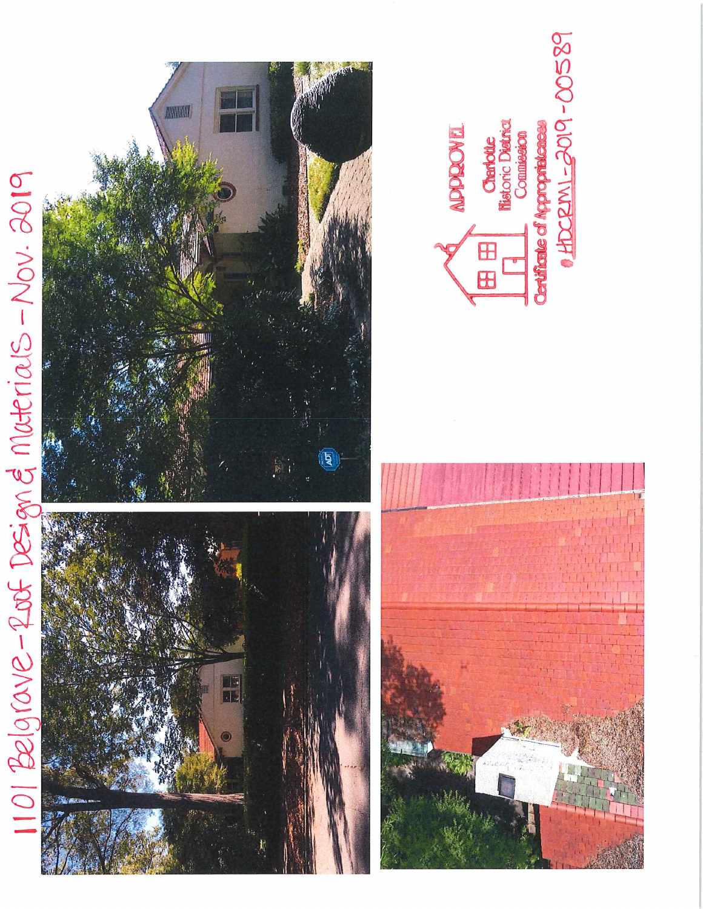# 1101 Belgrave - Roof Design & Materials - Nov. 2019

APPROVE

Charlotte
Historic District
Commission

Certificate of Appropriateness
# HDCRMI-2019-00589